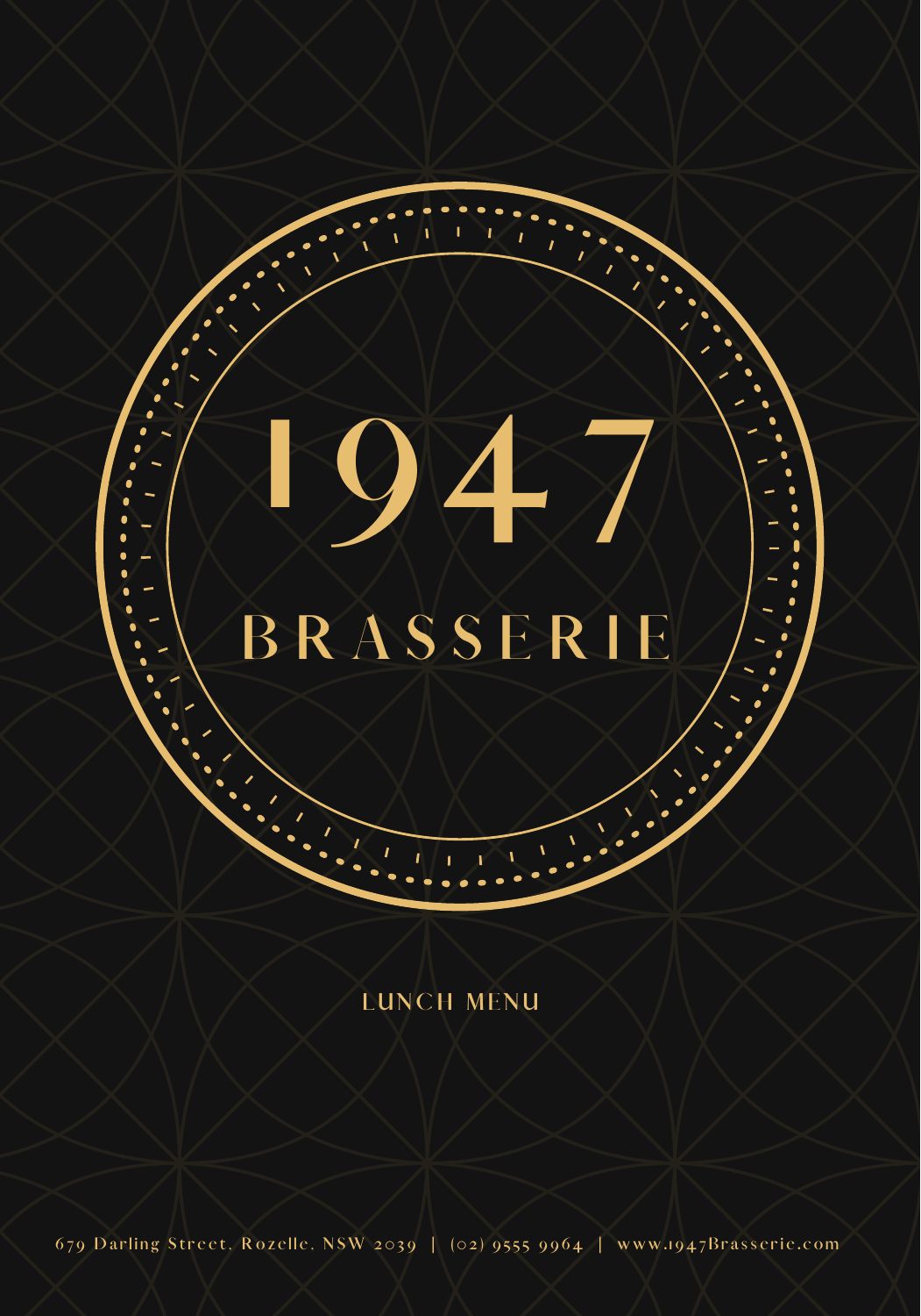# 1947

## BRASSERIE

LUNCH MENU

679 Darling Street, Rozelle, NSW 2039 | (02) 9555 9964 | www.1947Brasserie.com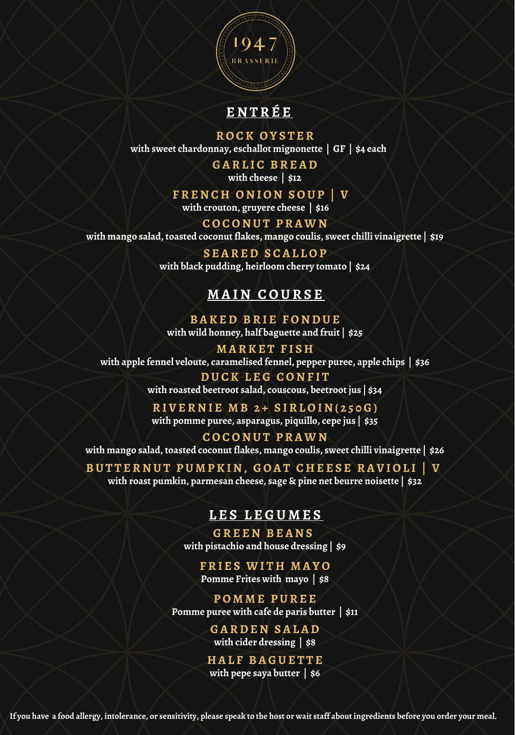1947
BRASSERIE

## ENTRÉE

### ROCK OYSTER
**with sweet chardonnay, eschallot mignonette | GF | $4 each**

### GARLIC BREAD
**with cheese | $12**

### FRENCH ONION SOUP | V
**with crouton, gruyere cheese | $16**

### COCONUT PRAWN
**with mango salad, toasted coconut flakes, mango coulis, sweet chilli vinaigrette | $19**

### SEARED SCALLOP
**with black pudding, heirloom cherry tomato | $24**

## MAIN COURSE

### BAKED BRIE FONDUE
**with wild honney, half baguette and fruit | $25**

### MARKET FISH
**with apple fennel veloute, caramelised fennel, pepper puree, apple chips | $36**

### DUCK LEG CONFIT
**with roasted beetroot salad, couscous, beetroot jus | $34**

### RIVERNIE MB 2+ SIRLOIN(250G)
**with pomme puree, asparagus, piquillo, cepe jus | $35**

### COCONUT PRAWN
**with mango salad, toasted coconut flakes, mango coulis, sweet chilli vinaigrette | $26**

### BUTTERNUT PUMPKIN, GOAT CHEESE RAVIOLI | V
**with roast pumkin, parmesan cheese, sage & pine net beurre noisette | $32**

## LES LEGUMES

### GREEN BEANS
**with pistachio and house dressing | $9**

### FRIES WITH MAYO
**Pomme Frites with mayo | $8**

### POMME PUREE
**Pomme puree with cafe de paris butter | $11**

### GARDEN SALAD
**with cider dressing | $8**

### HALF BAGUETTE
**with pepe saya butter | $6**

**If you have a food allergy, intolerance, or sensitivity, please speak to the host or wait staff about ingredients before you order your meal.**